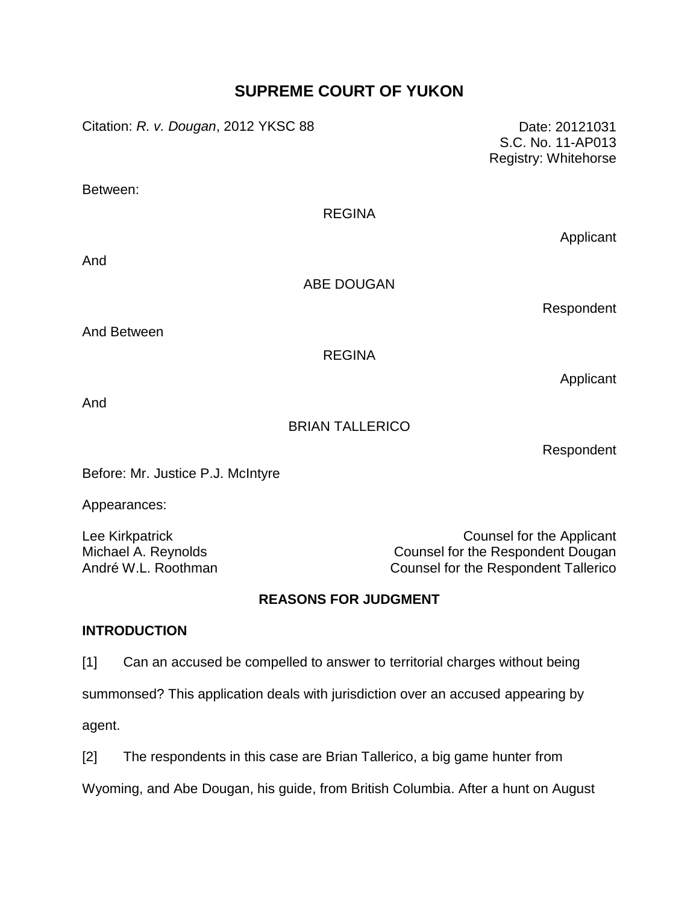# SUPREME COURT OF YUKON

Citation: *R. v. Dougan*, 2012 YKSC 88

Date: 20121031
S.C. No. 11-AP013
Registry: Whitehorse

Between:

REGINA

Applicant

And

ABE DOUGAN

Respondent

And Between

REGINA

Applicant

And

BRIAN TALLERICO

Respondent

Before: Mr. Justice P.J. McIntyre

Appearances:

| | |
|---|---|
| Lee Kirkpatrick | Counsel for the Applicant |
| Michael A. Reynolds | Counsel for the Respondent Dougan |
| André W.L. Roothman | Counsel for the Respondent Tallerico |

## REASONS FOR JUDGMENT

### INTRODUCTION

[1] Can an accused be compelled to answer to territorial charges without being summonsed? This application deals with jurisdiction over an accused appearing by agent.

[2] The respondents in this case are Brian Tallerico, a big game hunter from Wyoming, and Abe Dougan, his guide, from British Columbia. After a hunt on August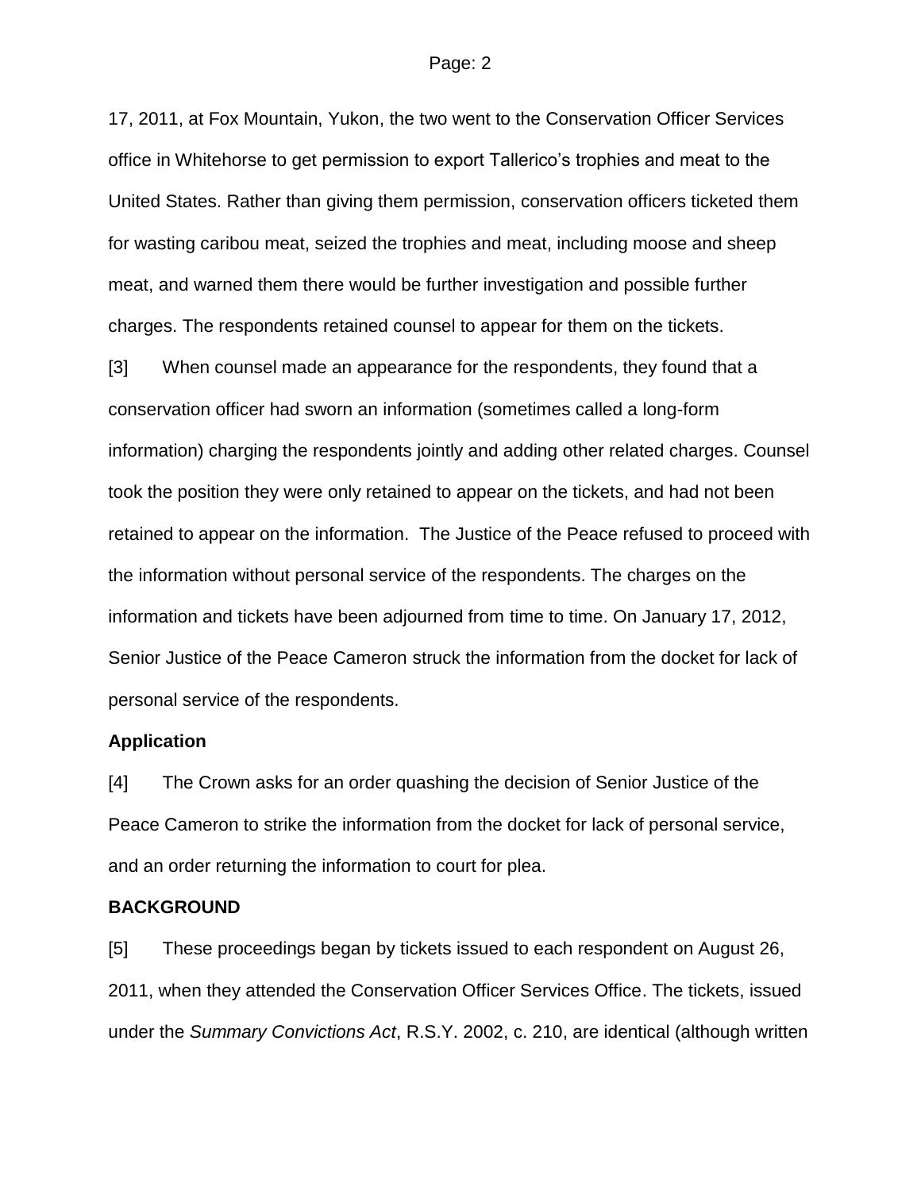17, 2011, at Fox Mountain, Yukon, the two went to the Conservation Officer Services office in Whitehorse to get permission to export Tallerico's trophies and meat to the United States. Rather than giving them permission, conservation officers ticketed them for wasting caribou meat, seized the trophies and meat, including moose and sheep meat, and warned them there would be further investigation and possible further charges. The respondents retained counsel to appear for them on the tickets.

[3] When counsel made an appearance for the respondents, they found that a conservation officer had sworn an information (sometimes called a long-form information) charging the respondents jointly and adding other related charges. Counsel took the position they were only retained to appear on the tickets, and had not been retained to appear on the information. The Justice of the Peace refused to proceed with the information without personal service of the respondents. The charges on the information and tickets have been adjourned from time to time. On January 17, 2012, Senior Justice of the Peace Cameron struck the information from the docket for lack of personal service of the respondents.

### Application

[4] The Crown asks for an order quashing the decision of Senior Justice of the Peace Cameron to strike the information from the docket for lack of personal service, and an order returning the information to court for plea.

### BACKGROUND

[5] These proceedings began by tickets issued to each respondent on August 26, 2011, when they attended the Conservation Officer Services Office. The tickets, issued under the *Summary Convictions Act*, R.S.Y. 2002, c. 210, are identical (although written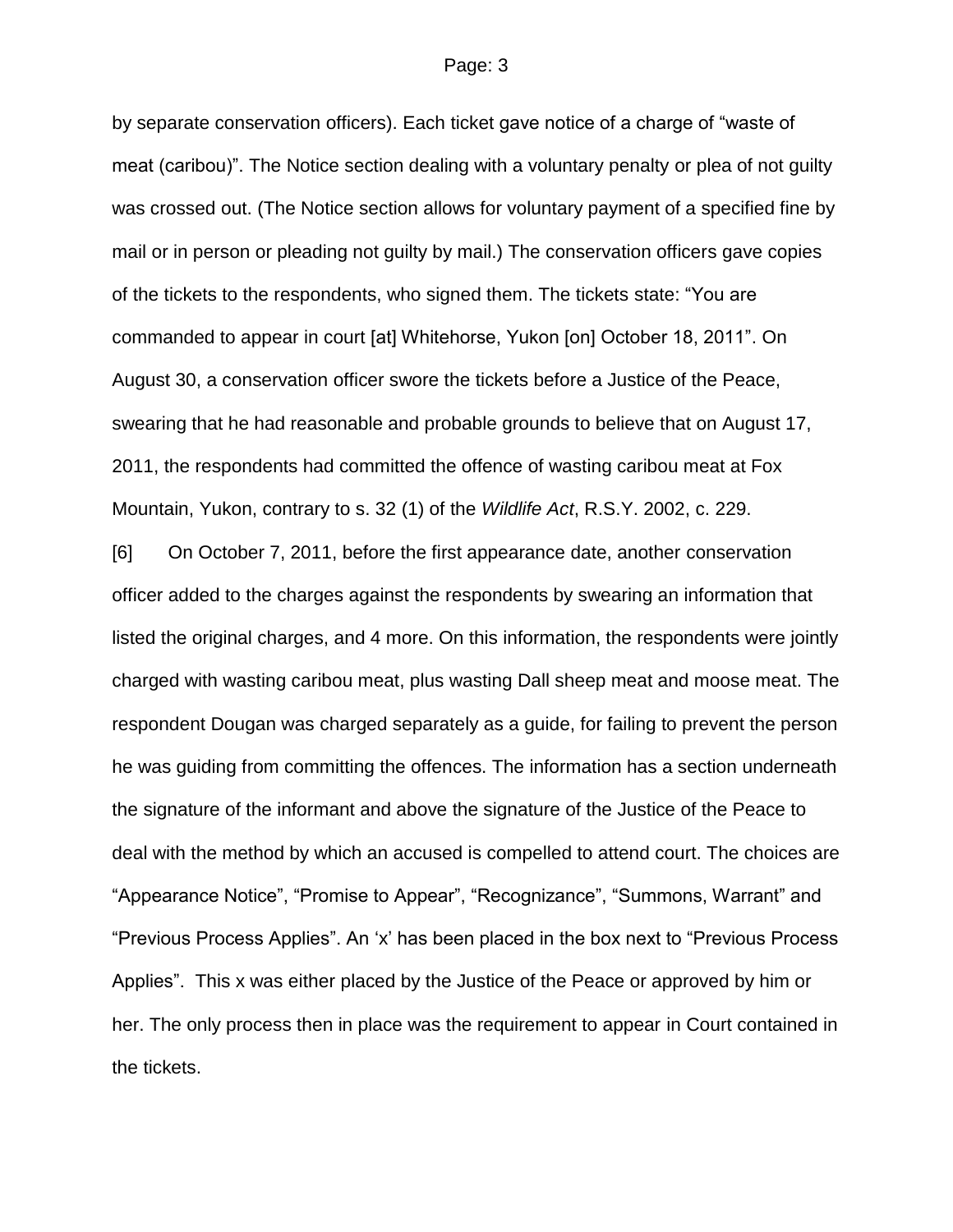by separate conservation officers). Each ticket gave notice of a charge of "waste of meat (caribou)". The Notice section dealing with a voluntary penalty or plea of not guilty was crossed out. (The Notice section allows for voluntary payment of a specified fine by mail or in person or pleading not guilty by mail.) The conservation officers gave copies of the tickets to the respondents, who signed them. The tickets state: "You are commanded to appear in court [at] Whitehorse, Yukon [on] October 18, 2011". On August 30, a conservation officer swore the tickets before a Justice of the Peace, swearing that he had reasonable and probable grounds to believe that on August 17, 2011, the respondents had committed the offence of wasting caribou meat at Fox Mountain, Yukon, contrary to s. 32 (1) of the *Wildlife Act*, R.S.Y. 2002, c. 229.

[6] On October 7, 2011, before the first appearance date, another conservation officer added to the charges against the respondents by swearing an information that listed the original charges, and 4 more. On this information, the respondents were jointly charged with wasting caribou meat, plus wasting Dall sheep meat and moose meat. The respondent Dougan was charged separately as a guide, for failing to prevent the person he was guiding from committing the offences. The information has a section underneath the signature of the informant and above the signature of the Justice of the Peace to deal with the method by which an accused is compelled to attend court. The choices are "Appearance Notice", "Promise to Appear", "Recognizance", "Summons, Warrant" and "Previous Process Applies". An 'x' has been placed in the box next to "Previous Process Applies". This x was either placed by the Justice of the Peace or approved by him or her. The only process then in place was the requirement to appear in Court contained in the tickets.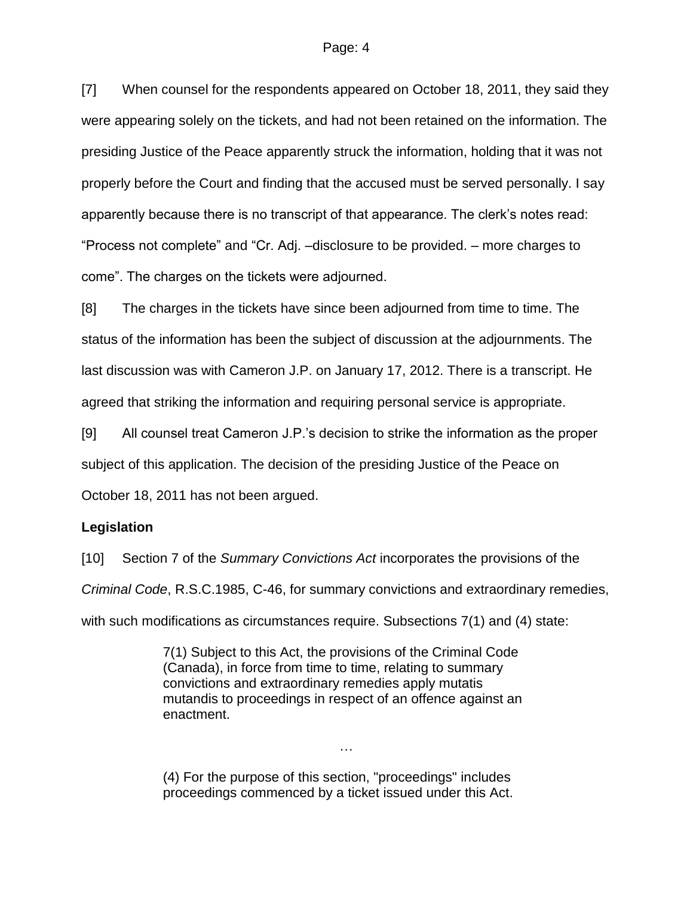[7] When counsel for the respondents appeared on October 18, 2011, they said they were appearing solely on the tickets, and had not been retained on the information. The presiding Justice of the Peace apparently struck the information, holding that it was not properly before the Court and finding that the accused must be served personally. I say apparently because there is no transcript of that appearance. The clerk's notes read: "Process not complete" and "Cr. Adj. –disclosure to be provided. – more charges to come". The charges on the tickets were adjourned.

[8] The charges in the tickets have since been adjourned from time to time. The status of the information has been the subject of discussion at the adjournments. The last discussion was with Cameron J.P. on January 17, 2012. There is a transcript. He agreed that striking the information and requiring personal service is appropriate.

[9] All counsel treat Cameron J.P.'s decision to strike the information as the proper subject of this application. The decision of the presiding Justice of the Peace on October 18, 2011 has not been argued.

**Legislation**

[10] Section 7 of the *Summary Convictions Act* incorporates the provisions of the *Criminal Code*, R.S.C.1985, C-46, for summary convictions and extraordinary remedies, with such modifications as circumstances require. Subsections 7(1) and (4) state:

> 7(1) Subject to this Act, the provisions of the Criminal Code (Canada), in force from time to time, relating to summary convictions and extraordinary remedies apply mutatis mutandis to proceedings in respect of an offence against an enactment.
>
> …
>
> (4) For the purpose of this section, "proceedings" includes proceedings commenced by a ticket issued under this Act.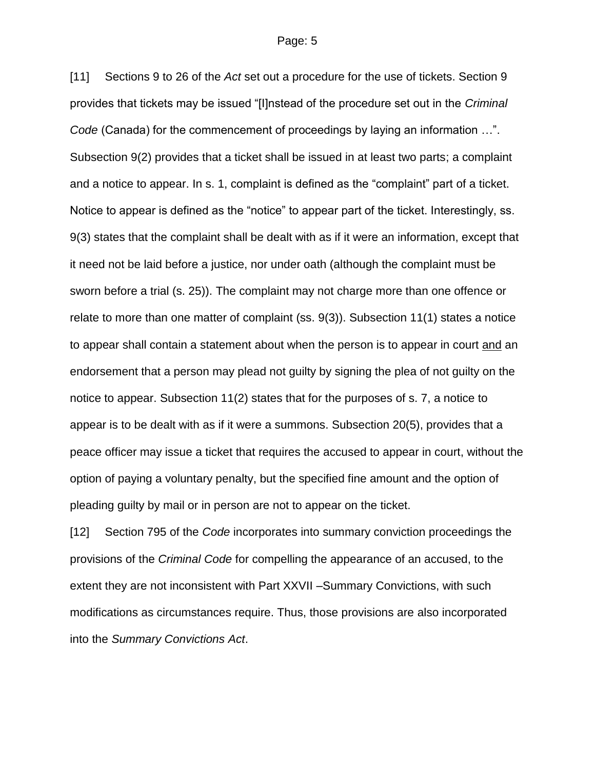[11] Sections 9 to 26 of the *Act* set out a procedure for the use of tickets. Section 9 provides that tickets may be issued "[I]nstead of the procedure set out in the *Criminal Code* (Canada) for the commencement of proceedings by laying an information …". Subsection 9(2) provides that a ticket shall be issued in at least two parts; a complaint and a notice to appear. In s. 1, complaint is defined as the "complaint" part of a ticket. Notice to appear is defined as the "notice" to appear part of the ticket. Interestingly, ss. 9(3) states that the complaint shall be dealt with as if it were an information, except that it need not be laid before a justice, nor under oath (although the complaint must be sworn before a trial (s. 25)). The complaint may not charge more than one offence or relate to more than one matter of complaint (ss. 9(3)). Subsection 11(1) states a notice to appear shall contain a statement about when the person is to appear in court <u>and</u> an endorsement that a person may plead not guilty by signing the plea of not guilty on the notice to appear. Subsection 11(2) states that for the purposes of s. 7, a notice to appear is to be dealt with as if it were a summons. Subsection 20(5), provides that a peace officer may issue a ticket that requires the accused to appear in court, without the option of paying a voluntary penalty, but the specified fine amount and the option of pleading guilty by mail or in person are not to appear on the ticket.

[12] Section 795 of the *Code* incorporates into summary conviction proceedings the provisions of the *Criminal Code* for compelling the appearance of an accused, to the extent they are not inconsistent with Part XXVII –Summary Convictions, with such modifications as circumstances require. Thus, those provisions are also incorporated into the *Summary Convictions Act*.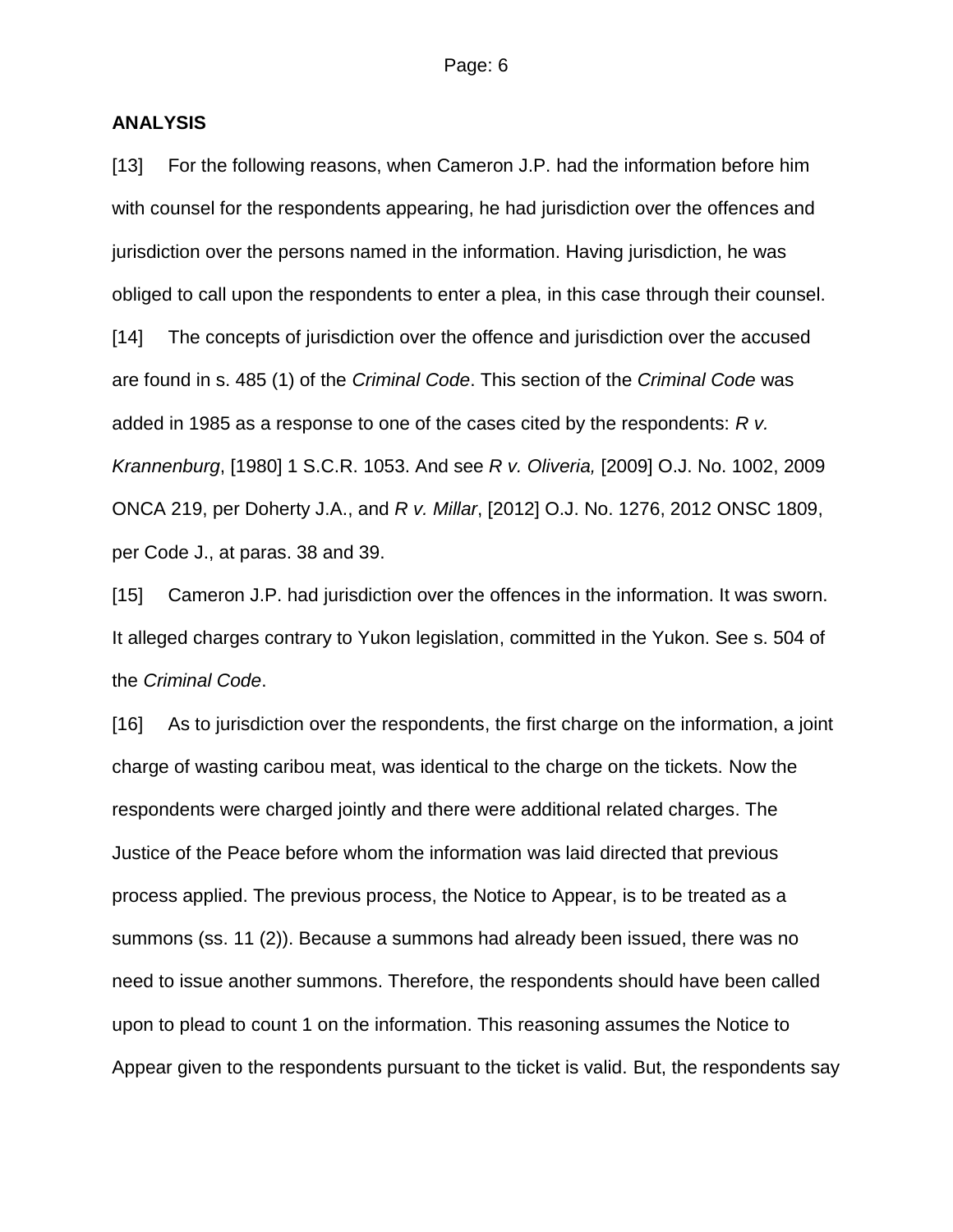**ANALYSIS**

[13] For the following reasons, when Cameron J.P. had the information before him with counsel for the respondents appearing, he had jurisdiction over the offences and jurisdiction over the persons named in the information. Having jurisdiction, he was obliged to call upon the respondents to enter a plea, in this case through their counsel.

[14] The concepts of jurisdiction over the offence and jurisdiction over the accused are found in s. 485 (1) of the *Criminal Code*. This section of the *Criminal Code* was added in 1985 as a response to one of the cases cited by the respondents: *R v. Krannenburg*, [1980] 1 S.C.R. 1053. And see *R v. Oliveria,* [2009] O.J. No. 1002, 2009 ONCA 219, per Doherty J.A., and *R v. Millar*, [2012] O.J. No. 1276, 2012 ONSC 1809, per Code J., at paras. 38 and 39.

[15] Cameron J.P. had jurisdiction over the offences in the information. It was sworn. It alleged charges contrary to Yukon legislation, committed in the Yukon. See s. 504 of the *Criminal Code*.

[16] As to jurisdiction over the respondents, the first charge on the information, a joint charge of wasting caribou meat, was identical to the charge on the tickets. Now the respondents were charged jointly and there were additional related charges. The Justice of the Peace before whom the information was laid directed that previous process applied. The previous process, the Notice to Appear, is to be treated as a summons (ss. 11 (2)). Because a summons had already been issued, there was no need to issue another summons. Therefore, the respondents should have been called upon to plead to count 1 on the information. This reasoning assumes the Notice to Appear given to the respondents pursuant to the ticket is valid. But, the respondents say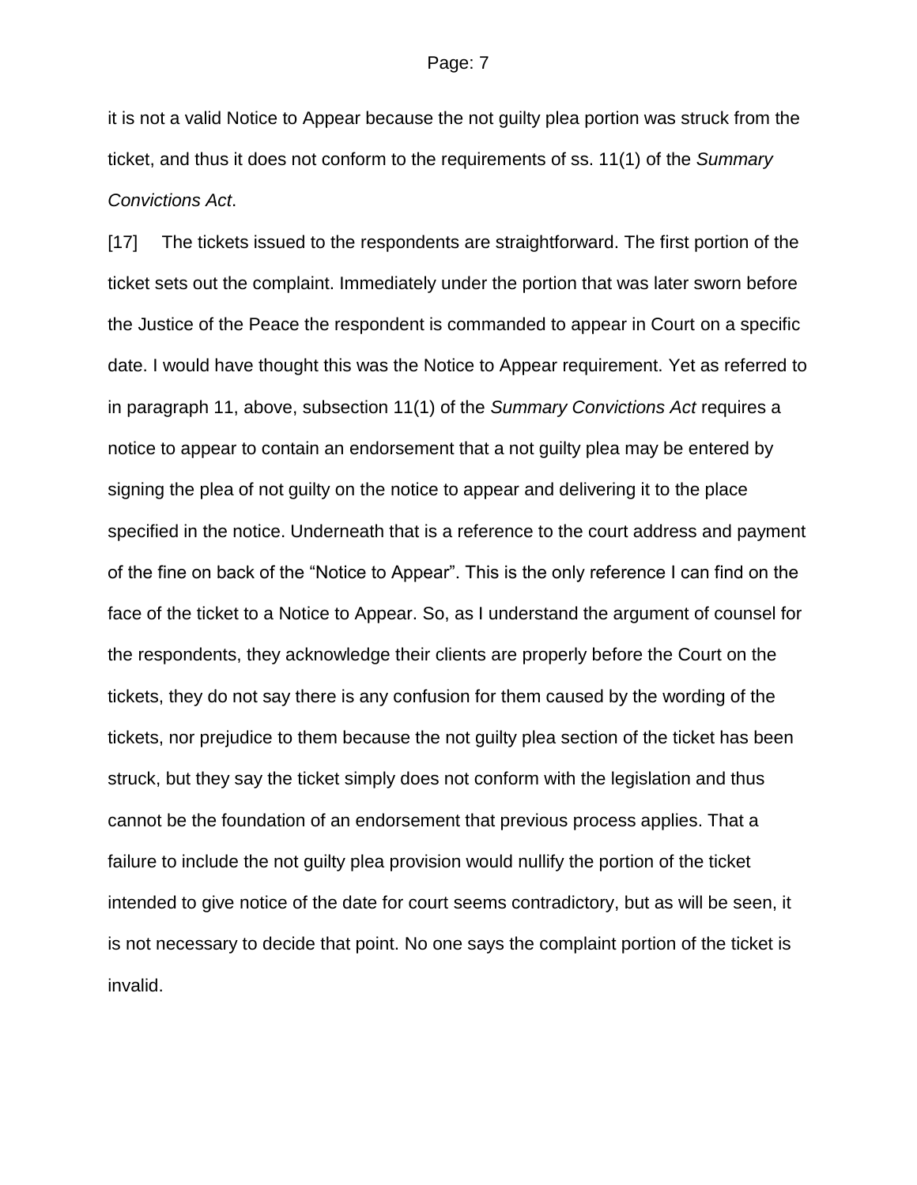it is not a valid Notice to Appear because the not guilty plea portion was struck from the ticket, and thus it does not conform to the requirements of ss. 11(1) of the *Summary Convictions Act*.

[17] The tickets issued to the respondents are straightforward. The first portion of the ticket sets out the complaint. Immediately under the portion that was later sworn before the Justice of the Peace the respondent is commanded to appear in Court on a specific date. I would have thought this was the Notice to Appear requirement. Yet as referred to in paragraph 11, above, subsection 11(1) of the *Summary Convictions Act* requires a notice to appear to contain an endorsement that a not guilty plea may be entered by signing the plea of not guilty on the notice to appear and delivering it to the place specified in the notice. Underneath that is a reference to the court address and payment of the fine on back of the "Notice to Appear". This is the only reference I can find on the face of the ticket to a Notice to Appear. So, as I understand the argument of counsel for the respondents, they acknowledge their clients are properly before the Court on the tickets, they do not say there is any confusion for them caused by the wording of the tickets, nor prejudice to them because the not guilty plea section of the ticket has been struck, but they say the ticket simply does not conform with the legislation and thus cannot be the foundation of an endorsement that previous process applies. That a failure to include the not guilty plea provision would nullify the portion of the ticket intended to give notice of the date for court seems contradictory, but as will be seen, it is not necessary to decide that point. No one says the complaint portion of the ticket is invalid.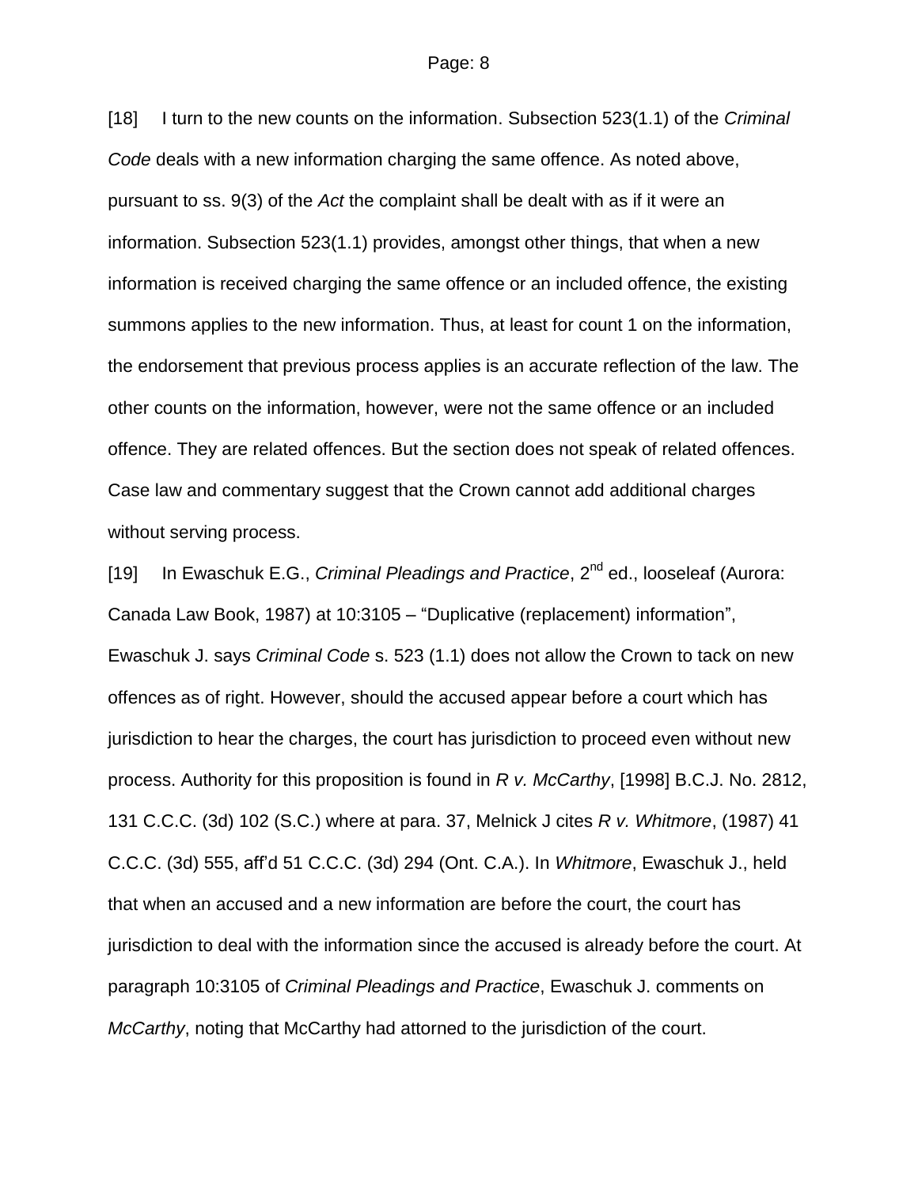[18] I turn to the new counts on the information. Subsection 523(1.1) of the *Criminal Code* deals with a new information charging the same offence. As noted above, pursuant to ss. 9(3) of the *Act* the complaint shall be dealt with as if it were an information. Subsection 523(1.1) provides, amongst other things, that when a new information is received charging the same offence or an included offence, the existing summons applies to the new information. Thus, at least for count 1 on the information, the endorsement that previous process applies is an accurate reflection of the law. The other counts on the information, however, were not the same offence or an included offence. They are related offences. But the section does not speak of related offences. Case law and commentary suggest that the Crown cannot add additional charges without serving process.

[19] In Ewaschuk E.G., *Criminal Pleadings and Practice*, 2nd ed., looseleaf (Aurora: Canada Law Book, 1987) at 10:3105 – "Duplicative (replacement) information", Ewaschuk J. says *Criminal Code* s. 523 (1.1) does not allow the Crown to tack on new offences as of right. However, should the accused appear before a court which has jurisdiction to hear the charges, the court has jurisdiction to proceed even without new process. Authority for this proposition is found in *R v. McCarthy*, [1998] B.C.J. No. 2812, 131 C.C.C. (3d) 102 (S.C.) where at para. 37, Melnick J cites *R v. Whitmore*, (1987) 41 C.C.C. (3d) 555, aff'd 51 C.C.C. (3d) 294 (Ont. C.A.). In *Whitmore*, Ewaschuk J., held that when an accused and a new information are before the court, the court has jurisdiction to deal with the information since the accused is already before the court. At paragraph 10:3105 of *Criminal Pleadings and Practice*, Ewaschuk J. comments on *McCarthy*, noting that McCarthy had attorned to the jurisdiction of the court.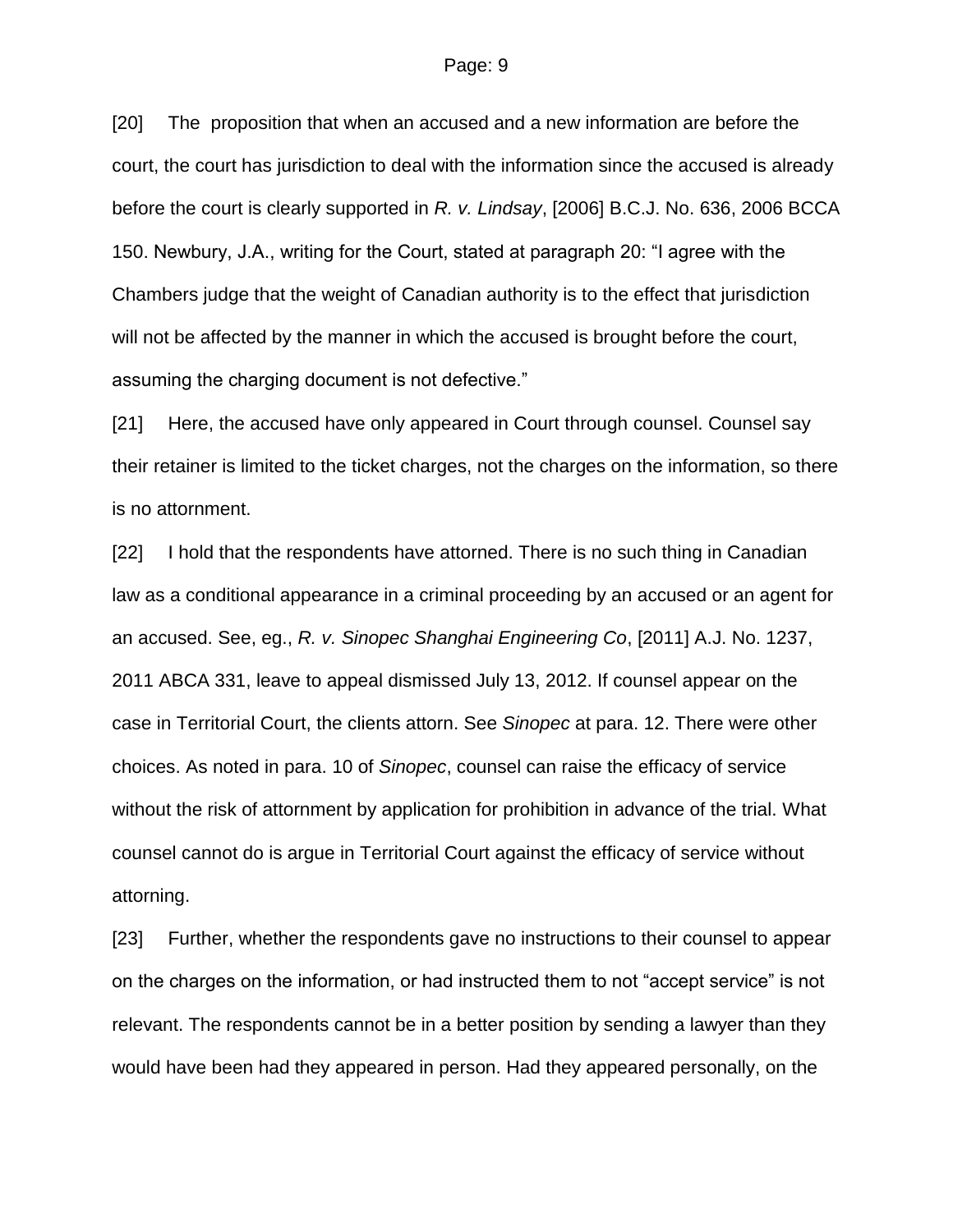[20] The proposition that when an accused and a new information are before the court, the court has jurisdiction to deal with the information since the accused is already before the court is clearly supported in *R. v. Lindsay*, [2006] B.C.J. No. 636, 2006 BCCA 150. Newbury, J.A., writing for the Court, stated at paragraph 20: "I agree with the Chambers judge that the weight of Canadian authority is to the effect that jurisdiction will not be affected by the manner in which the accused is brought before the court, assuming the charging document is not defective."

[21] Here, the accused have only appeared in Court through counsel. Counsel say their retainer is limited to the ticket charges, not the charges on the information, so there is no attornment.

[22] I hold that the respondents have attorned. There is no such thing in Canadian law as a conditional appearance in a criminal proceeding by an accused or an agent for an accused. See, eg., *R. v. Sinopec Shanghai Engineering Co*, [2011] A.J. No. 1237, 2011 ABCA 331, leave to appeal dismissed July 13, 2012. If counsel appear on the case in Territorial Court, the clients attorn. See *Sinopec* at para. 12. There were other choices. As noted in para. 10 of *Sinopec*, counsel can raise the efficacy of service without the risk of attornment by application for prohibition in advance of the trial. What counsel cannot do is argue in Territorial Court against the efficacy of service without attorning.

[23] Further, whether the respondents gave no instructions to their counsel to appear on the charges on the information, or had instructed them to not "accept service" is not relevant. The respondents cannot be in a better position by sending a lawyer than they would have been had they appeared in person. Had they appeared personally, on the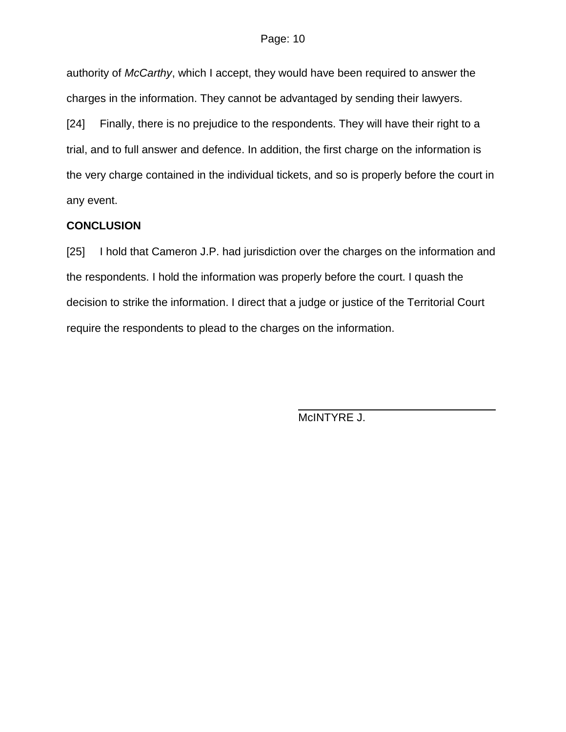authority of *McCarthy*, which I accept, they would have been required to answer the charges in the information. They cannot be advantaged by sending their lawyers.

[24] Finally, there is no prejudice to the respondents. They will have their right to a trial, and to full answer and defence. In addition, the first charge on the information is the very charge contained in the individual tickets, and so is properly before the court in any event.

**CONCLUSION**

[25] I hold that Cameron J.P. had jurisdiction over the charges on the information and the respondents. I hold the information was properly before the court. I quash the decision to strike the information. I direct that a judge or justice of the Territorial Court require the respondents to plead to the charges on the information.

McINTYRE J.